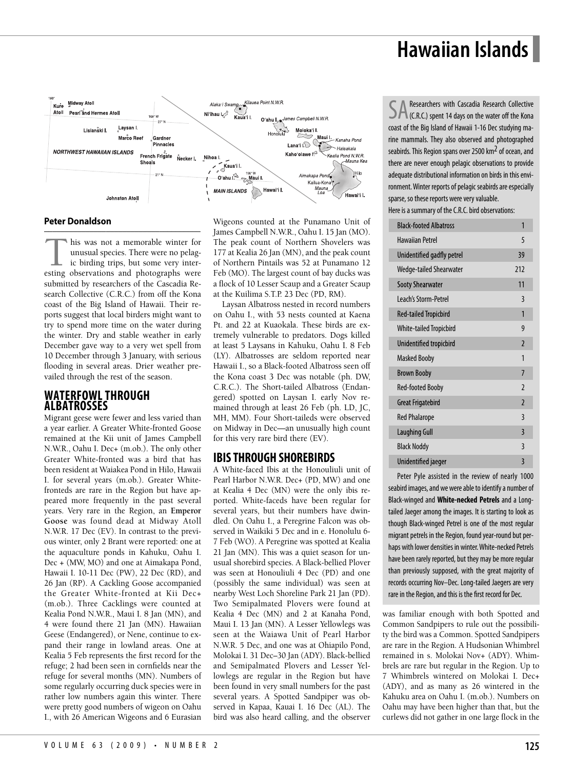# Hawaiian Islands

**Peter Donaldson**

This was not a memorable winter for unusual species. There were no pelagic birding trips, but some very interesting observations and photographs were submitted by researchers of the Cascadia Research Collective (C.R.C.) from off the Kona coast of the Big Island of Hawaii. Their reports suggest that local birders might want to try to spend more time on the water during the winter. Dry and stable weather in early December gave way to a very wet spell from 10 December through 3 January, with serious flooding in several areas. Drier weather prevailed through the rest of the season.

## WATERFOWL THROUGH ALBATROSSES

Migrant geese were fewer and less varied than a year earlier. A Greater White-fronted Goose remained at the Kii unit of James Campbell N.W.R., Oahu I. Dec+ (m.ob.). The only other Greater White-fronted was a bird that has been resident at Waiakea Pond in Hilo, Hawaii I. for several years (m.ob.). Greater White-fronteds are rare in the Region but have appeared more frequently in the past several years. Very rare in the Region, an **Emperor Goose** was found dead at Midway Atoll N.W.R. 17 Dec (EV). In contrast to the previous winter, only 2 Brant were reported: one at the aquaculture ponds in Kahuku, Oahu I. Dec + (MW, MO) and one at Aimakapa Pond, Hawaii I. 10-11 Dec (PW), 22 Dec (RD), and 26 Jan (RP). A Cackling Goose accompanied the Greater White-fronted at Kii Dec+ (m.ob.). Three Cacklings were counted at Kealia Pond N.W.R., Maui I. 8 Jan (MN), and 4 were found there 21 Jan (MN). Hawaiian Geese (Endangered), or Nene, continue to expand their range in lowland areas. One at Kealia 5 Feb represents the first record for the refuge; 2 had been seen in cornfields near the refuge for several months (MN). Numbers of some regularly occurring duck species were in rather low numbers again this winter. There were pretty good numbers of wigeon on Oahu I., with 26 American Wigeons and 6 Eurasian Wigeons counted at the Punamano Unit of James Campbell N.W.R., Oahu I. 15 Jan (MO). The peak count of Northern Shovelers was 177 at Kealia 26 Jan (MN), and the peak count of Northern Pintails was 52 at Punamano 12 Feb (MO). The largest count of bay ducks was a flock of 10 Lesser Scaup and a Greater Scaup at the Kuilima S.T.P. 23 Dec (PD, RM).

Laysan Albatross nested in record numbers on Oahu I., with 53 nests counted at Kaena Pt. and 22 at Kuaokala. These birds are extremely vulnerable to predators. Dogs killed at least 5 Laysans in Kahuku, Oahu I. 8 Feb (LY). Albatrosses are seldom reported near Hawaii I., so a Black-footed Albatross seen off the Kona coast 3 Dec was notable (ph. DW, C.R.C.). The Short-tailed Albatross (Endangered) spotted on Laysan I. early Nov remained through at least 26 Feb (ph. LD, JC, MH, MM). Four Short-taileds were observed on Midway in Dec—an unusually high count for this very rare bird there (EV).

## IBIS THROUGH SHOREBIRDS

A White-faced Ibis at the Honouliuli unit of Pearl Harbor N.W.R. Dec+ (PD, MW) and one at Kealia 4 Dec (MN) were the only ibis reported. White-faceds have been regular for several years, but their numbers have dwindled. On Oahu I., a Peregrine Falcon was observed in Waikiki 5 Dec and in e. Honolulu 6-7 Feb (WO). A Peregrine was spotted at Kealia 21 Jan (MN). This was a quiet season for unusual shorebird species. A Black-bellied Plover was seen at Honouliuli 4 Dec (PD) and one (possibly the same individual) was seen at nearby West Loch Shoreline Park 21 Jan (PD). Two Semipalmated Plovers were found at Kealia 4 Dec (MN) and 2 at Kanaha Pond, Maui I. 13 Jan (MN). A Lesser Yellowlegs was seen at the Waiawa Unit of Pearl Harbor N.W.R. 5 Dec, and one was at Ohiapilo Pond, Molokai I. 31 Dec–30 Jan (ADY). Black-bellied and Semipalmated Plovers and Lesser Yellowlegs are regular in the Region but have been found in very small numbers for the past several years. A Spotted Sandpiper was observed in Kapaa, Kauai I. 16 Dec (AL). The bird was also heard calling, and the observer was familiar enough with both Spotted and Common Sandpipers to rule out the possibility the bird was a Common. Spotted Sandpipers are rare in the Region. A Hudsonian Whimbrel remained in s. Molokai Nov+ (ADY). Whimbrels are rare but regular in the Region. Up to 7 Whimbrels wintered on Molokai I. Dec+ (ADY), and as many as 26 wintered in the Kahuku area on Oahu I. (m.ob.). Numbers on Oahu may have been higher than that, but the curlews did not gather in one large flock in the

---

**SA** Researchers with Cascadia Research Collective (C.R.C.) spent 14 days on the water off the Kona coast of the Big Island of Hawaii 1-16 Dec studying marine mammals. They also observed and photographed seabirds. This Region spans over 2500 km$^2$ of ocean, and there are never enough pelagic observations to provide adequate distributional information on birds in this environment. Winter reports of pelagic seabirds are especially sparse, so these reports were very valuable.

Here is a summary of the C.R.C. bird observations:

| Species | Count |
|---|---|
| Black-footed Albatross | 1 |
| Hawaiian Petrel | 5 |
| Unidentified gadfly petrel | 39 |
| Wedge-tailed Shearwater | 212 |
| Sooty Shearwater | 11 |
| Leach's Storm-Petrel | 3 |
| Red-tailed Tropicbird | 1 |
| White-tailed Tropicbird | 9 |
| Unidentified tropicbird | 2 |
| Masked Booby | 1 |
| Brown Booby | 7 |
| Red-footed Booby | 2 |
| Great Frigatebird | 2 |
| Red Phalarope | 3 |
| Laughing Gull | 3 |
| Black Noddy | 3 |
| Unidentified jaeger | 3 |

Peter Pyle assisted in the review of nearly 1000 seabird images, and we were able to identify a number of Black-winged and **White-necked Petrels** and a Long-tailed Jaeger among the images. It is starting to look as though Black-winged Petrel is one of the most regular migrant petrels in the Region, found year-round but perhaps with lower densities in winter. White-necked Petrels have been rarely reported, but they may be more regular than previously supposed, with the great majority of records occurring Nov–Dec. Long-tailed Jaegers are very rare in the Region, and this is the first record for Dec.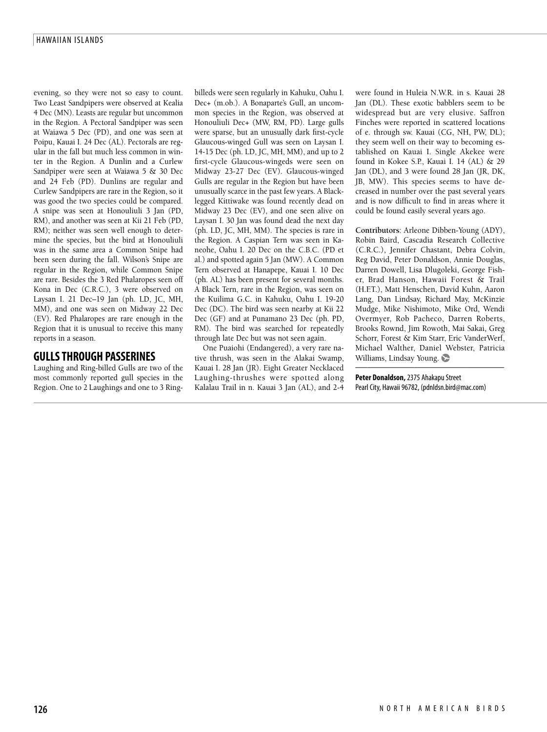evening, so they were not so easy to count. Two Least Sandpipers were observed at Kealia 4 Dec (MN). Leasts are regular but uncommon in the Region. A Pectoral Sandpiper was seen at Waiawa 5 Dec (PD), and one was seen at Poipu, Kauai I. 24 Dec (AL). Pectorals are regular in the fall but much less common in winter in the Region. A Dunlin and a Curlew Sandpiper were seen at Waiawa 5 & 30 Dec and 24 Feb (PD). Dunlins are regular and Curlew Sandpipers are rare in the Region, so it was good the two species could be compared. A snipe was seen at Honouliuli 3 Jan (PD, RM), and another was seen at Kii 21 Feb (PD, RM); neither was seen well enough to determine the species, but the bird at Honouliuli was in the same area a Common Snipe had been seen during the fall. Wilson's Snipe are regular in the Region, while Common Snipe are rare. Besides the 3 Red Phalaropes seen off Kona in Dec (C.R.C.), 3 were observed on Laysan I. 21 Dec–19 Jan (ph. LD, JC, MH, MM), and one was seen on Midway 22 Dec (EV). Red Phalaropes are rare enough in the Region that it is unusual to receive this many reports in a season.

## GULLS THROUGH PASSERINES

Laughing and Ring-billed Gulls are two of the most commonly reported gull species in the Region. One to 2 Laughings and one to 3 Ring-billeds were seen regularly in Kahuku, Oahu I. Dec+ (m.ob.). A Bonaparte's Gull, an uncommon species in the Region, was observed at Honouliuli Dec+ (MW, RM, PD). Large gulls were sparse, but an unusually dark first-cycle Glaucous-winged Gull was seen on Laysan I. 14-15 Dec (ph. LD, JC, MH, MM), and up to 2 first-cycle Glaucous-wingeds were seen on Midway 23-27 Dec (EV). Glaucous-winged Gulls are regular in the Region but have been unusually scarce in the past few years. A Black-legged Kittiwake was found recently dead on Midway 23 Dec (EV), and one seen alive on Laysan I. 30 Jan was found dead the next day (ph. LD, JC, MH, MM). The species is rare in the Region. A Caspian Tern was seen in Kaneohe, Oahu I. 20 Dec on the C.B.C. (PD et al.) and spotted again 5 Jan (MW). A Common Tern observed at Hanapepe, Kauai I. 10 Dec (ph. AL) has been present for several months. A Black Tern, rare in the Region, was seen on the Kuilima G.C. in Kahuku, Oahu I. 19-20 Dec (DC). The bird was seen nearby at Kii 22 Dec (GF) and at Punamano 23 Dec (ph. PD, RM). The bird was searched for repeatedly through late Dec but was not seen again.

One Puaiohi (Endangered), a very rare native thrush, was seen in the Alakai Swamp, Kauai I. 28 Jan (JR). Eight Greater Necklaced Laughing-thrushes were spotted along Kalalau Trail in n. Kauai 3 Jan (AL), and 2-4 were found in Huleia N.W.R. in s. Kauai 28 Jan (DL). These exotic babblers seem to be widespread but are very elusive. Saffron Finches were reported in scattered locations of e. through sw. Kauai (CG, NH, PW, DL); they seem well on their way to becoming established on Kauai I. Single Akekee were found in Kokee S.P., Kauai I. 14 (AL) & 29 Jan (DL), and 3 were found 28 Jan (JR, DK, JB, MW). This species seems to have decreased in number over the past several years and is now difficult to find in areas where it could be found easily several years ago.

**Contributors**: Arleone Dibben-Young (ADY), Robin Baird, Cascadia Research Collective (C.R.C.), Jennifer Chastant, Debra Colvin, Reg David, Peter Donaldson, Annie Douglas, Darren Dowell, Lisa Dlugoleki, George Fisher, Brad Hanson, Hawaii Forest & Trail (H.F.T.), Matt Henschen, David Kuhn, Aaron Lang, Dan Lindsay, Richard May, McKinzie Mudge, Mike Nishimoto, Mike Ord, Wendi Overmyer, Rob Pacheco, Darren Roberts, Brooks Rownd, Jim Rowoth, Mai Sakai, Greg Schorr, Forest & Kim Starr, Eric VanderWerf, Michael Walther, Daniel Webster, Patricia Williams, Lindsay Young.

**Peter Donaldson,** 2375 Ahakapu Street
Pearl City, Hawaii 96782, (pdnldsn.bird@mac.com)